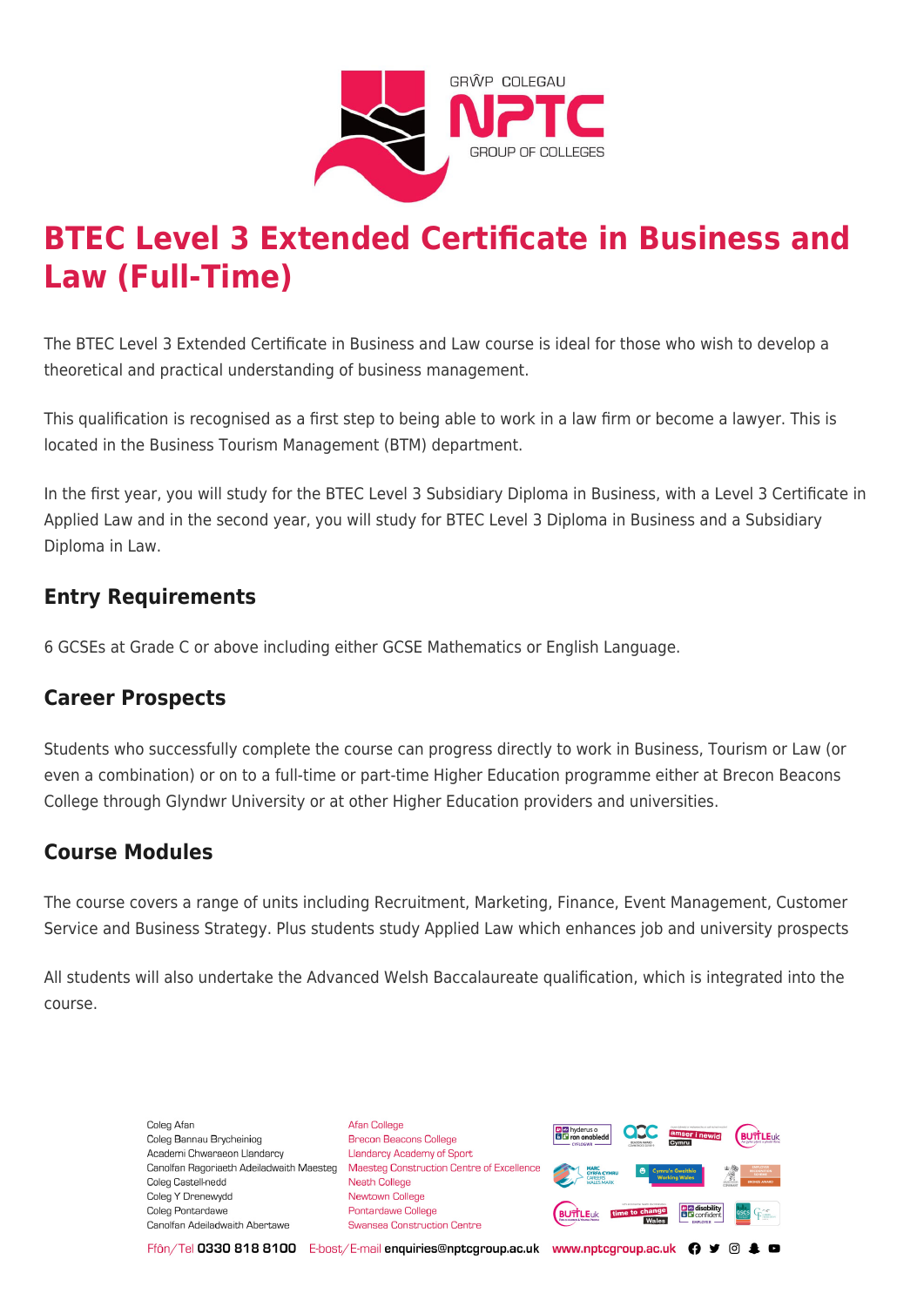# BTEC Level 3 Extended Certificate in Business and Law (Full-Time)

The BTEC Level 3 Extended Certificate in Business and Law course is ideal for those who wish to develop a theoretical and practical understanding of business management.

This qualification is recognised as a first step to being able to work in a law firm or become a lawyer. This is located in the Business Tourism Management (BTM) department.

In the first year, you will study for the BTEC Level 3 Subsidiary Diploma in Business, with a Level 3 Certificate in Applied Law and in the second year, you will study for BTEC Level 3 Diploma in Business and a Subsidiary Diploma in Law.

## Entry Requirements

6 GCSEs at Grade C or above including either GCSE Mathematics or English Language.

## Career Prospects

Students who successfully complete the course can progress directly to work in Business, Tourism or Law (or even a combination) or on to a full-time or part-time Higher Education programme either at Brecon Beacons College through Glyndwr University or at other Higher Education providers and universities.

## Course Modules

The course covers a range of units including Recruitment, Marketing, Finance, Event Management, Customer Service and Business Strategy. Plus students study Applied Law which enhances job and university prospects

All students will also undertake the Advanced Welsh Baccalaureate qualification, which is integrated into the course.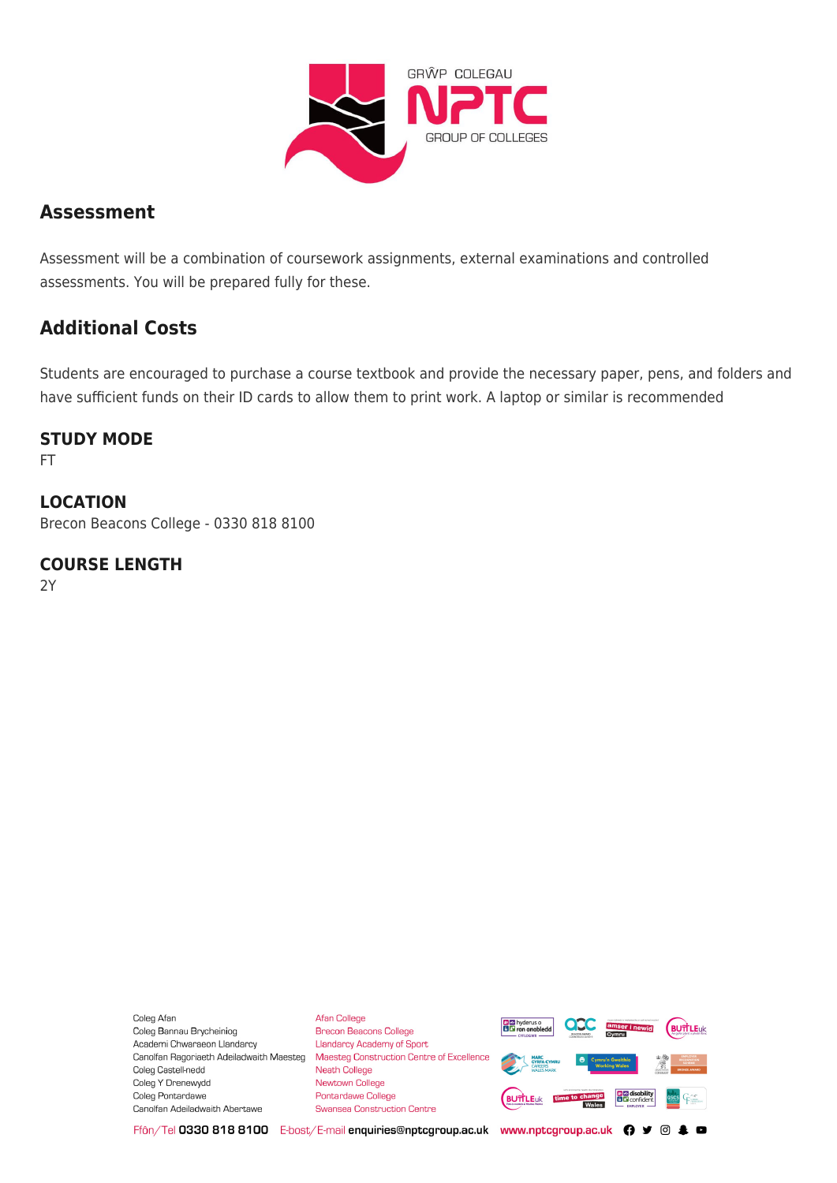## Assessment

Assessment will be a combination of coursework assignments, external examinations and controlled assessments. You will be prepared fully for these.

## Additional Costs

Students are encouraged to purchase a course textbook and provide the necessary paper, pens, and folders and have sufficient funds on their ID cards to allow them to print work. A laptop or similar is recommended

### STUDY MODE

FT

### LOCATION

Brecon Beacons College - 0330 818 8100

### COURSE LENGTH

2Y